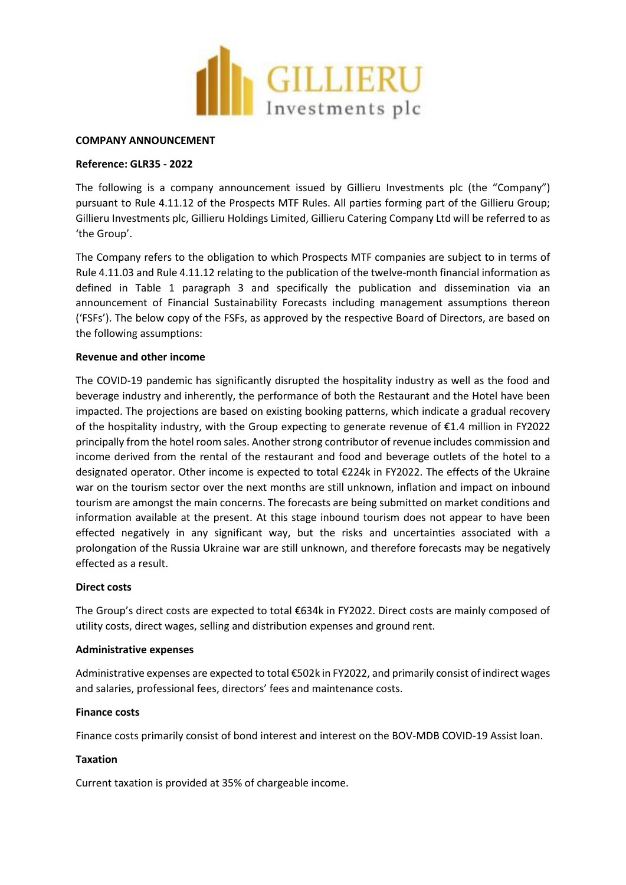**COMPANY ANNOUNCEMENT**

**Reference: GLR35 - 2022**

The following is a company announcement issued by Gillieru Investments plc (the "Company") pursuant to Rule 4.11.12 of the Prospects MTF Rules. All parties forming part of the Gillieru Group; Gillieru Investments plc, Gillieru Holdings Limited, Gillieru Catering Company Ltd will be referred to as 'the Group'.

The Company refers to the obligation to which Prospects MTF companies are subject to in terms of Rule 4.11.03 and Rule 4.11.12 relating to the publication of the twelve-month financial information as defined in Table 1 paragraph 3 and specifically the publication and dissemination via an announcement of Financial Sustainability Forecasts including management assumptions thereon ('FSFs'). The below copy of the FSFs, as approved by the respective Board of Directors, are based on the following assumptions:

**Revenue and other income**

The COVID-19 pandemic has significantly disrupted the hospitality industry as well as the food and beverage industry and inherently, the performance of both the Restaurant and the Hotel have been impacted. The projections are based on existing booking patterns, which indicate a gradual recovery of the hospitality industry, with the Group expecting to generate revenue of €1.4 million in FY2022 principally from the hotel room sales. Another strong contributor of revenue includes commission and income derived from the rental of the restaurant and food and beverage outlets of the hotel to a designated operator. Other income is expected to total €224k in FY2022. The effects of the Ukraine war on the tourism sector over the next months are still unknown, inflation and impact on inbound tourism are amongst the main concerns. The forecasts are being submitted on market conditions and information available at the present. At this stage inbound tourism does not appear to have been effected negatively in any significant way, but the risks and uncertainties associated with a prolongation of the Russia Ukraine war are still unknown, and therefore forecasts may be negatively effected as a result.

**Direct costs**

The Group's direct costs are expected to total €634k in FY2022. Direct costs are mainly composed of utility costs, direct wages, selling and distribution expenses and ground rent.

**Administrative expenses**

Administrative expenses are expected to total €502k in FY2022, and primarily consist of indirect wages and salaries, professional fees, directors' fees and maintenance costs.

**Finance costs**

Finance costs primarily consist of bond interest and interest on the BOV-MDB COVID-19 Assist loan.

**Taxation**

Current taxation is provided at 35% of chargeable income.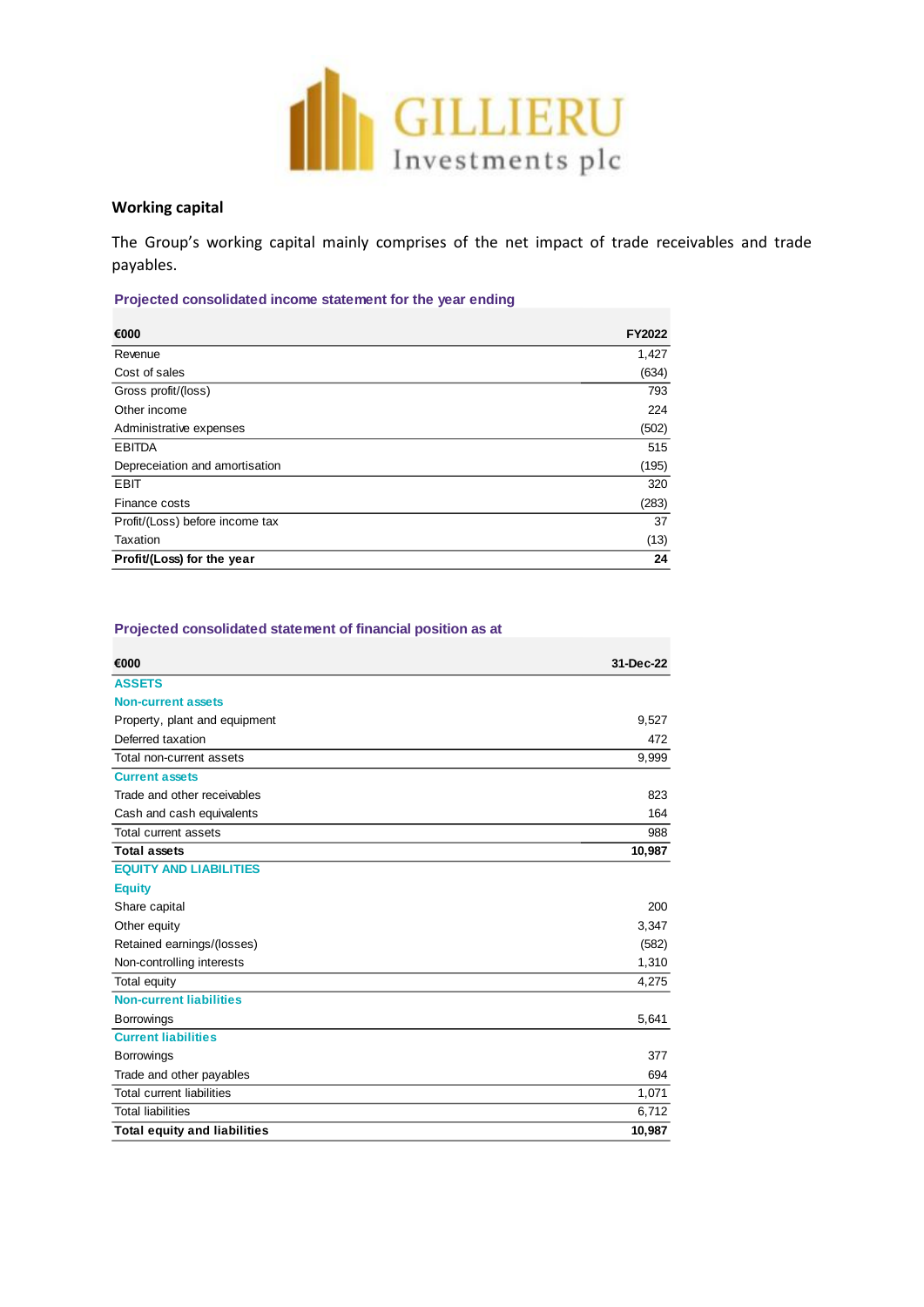## Working capital

The Group's working capital mainly comprises of the net impact of trade receivables and trade payables.

**Projected consolidated income statement for the year ending**

| €000 | FY2022 |
|---|---|
| Revenue | 1,427 |
| Cost of sales | (634) |
| Gross profit/(loss) | 793 |
| Other income | 224 |
| Administrative expenses | (502) |
| EBITDA | 515 |
| Depreceiation and amortisation | (195) |
| EBIT | 320 |
| Finance costs | (283) |
| Profit/(Loss) before income tax | 37 |
| Taxation | (13) |
| **Profit/(Loss) for the year** | **24** |

**Projected consolidated statement of financial position as at**

| €000 | 31-Dec-22 |
|---|---|
| **ASSETS** | |
| **Non-current assets** | |
| Property, plant and equipment | 9,527 |
| Deferred taxation | 472 |
| Total non-current assets | 9,999 |
| **Current assets** | |
| Trade and other receivables | 823 |
| Cash and cash equivalents | 164 |
| Total current assets | 988 |
| **Total assets** | **10,987** |
| **EQUITY AND LIABILITIES** | |
| **Equity** | |
| Share capital | 200 |
| Other equity | 3,347 |
| Retained earnings/(losses) | (582) |
| Non-controlling interests | 1,310 |
| Total equity | 4,275 |
| **Non-current liabilities** | |
| Borrowings | 5,641 |
| **Current liabilities** | |
| Borrowings | 377 |
| Trade and other payables | 694 |
| Total current liabilities | 1,071 |
| Total liabilities | 6,712 |
| **Total equity and liabilities** | **10,987** |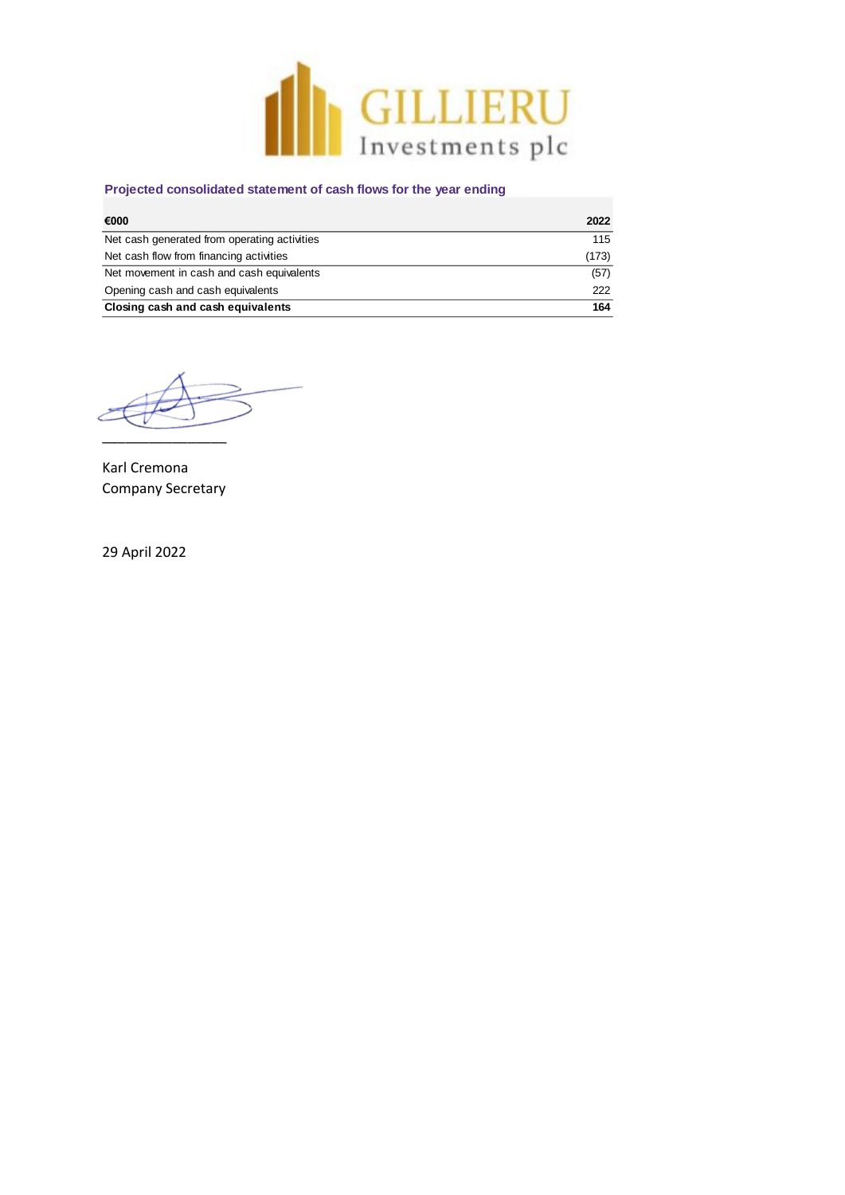GILLIERU Investments plc

### Projected consolidated statement of cash flows for the year ending

| €000 | 2022 |
|---|---|
| Net cash generated from operating activities | 115 |
| Net cash flow from financing activities | (173) |
| Net movement in cash and cash equivalents | (57) |
| Opening cash and cash equivalents | 222 |
| **Closing cash and cash equivalents** | **164** |

\_\_\_\_\_\_\_\_\_\_\_\_\_\_\_\_\_\_

Karl Cremona
Company Secretary

29 April 2022